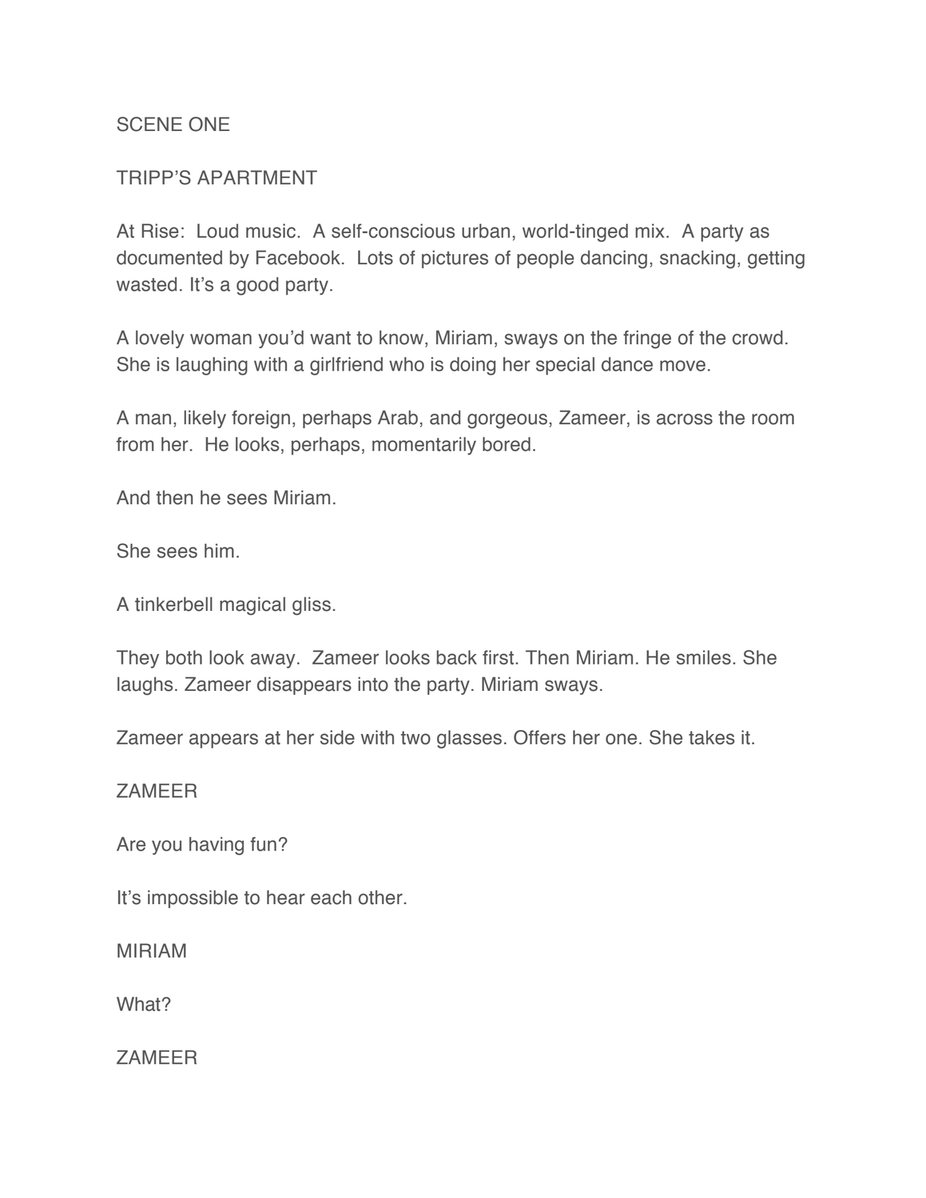SCENE ONE

TRIPP'S APARTMENT

At Rise: Loud music. A self-conscious urban, world-tinged mix. A party as documented by Facebook. Lots of pictures of people dancing, snacking, getting wasted. It's a good party.

A lovely woman you'd want to know, Miriam, sways on the fringe of the crowd. She is laughing with a girlfriend who is doing her special dance move.

A man, likely foreign, perhaps Arab, and gorgeous, Zameer, is across the room from her. He looks, perhaps, momentarily bored.

And then he sees Miriam.

She sees him.

A tinkerbell magical gliss.

They both look away. Zameer looks back first. Then Miriam. He smiles. She laughs. Zameer disappears into the party. Miriam sways.

Zameer appears at her side with two glasses. Offers her one. She takes it.

ZAMEER

Are you having fun?

It's impossible to hear each other.

MIRIAM

What?

ZAMEER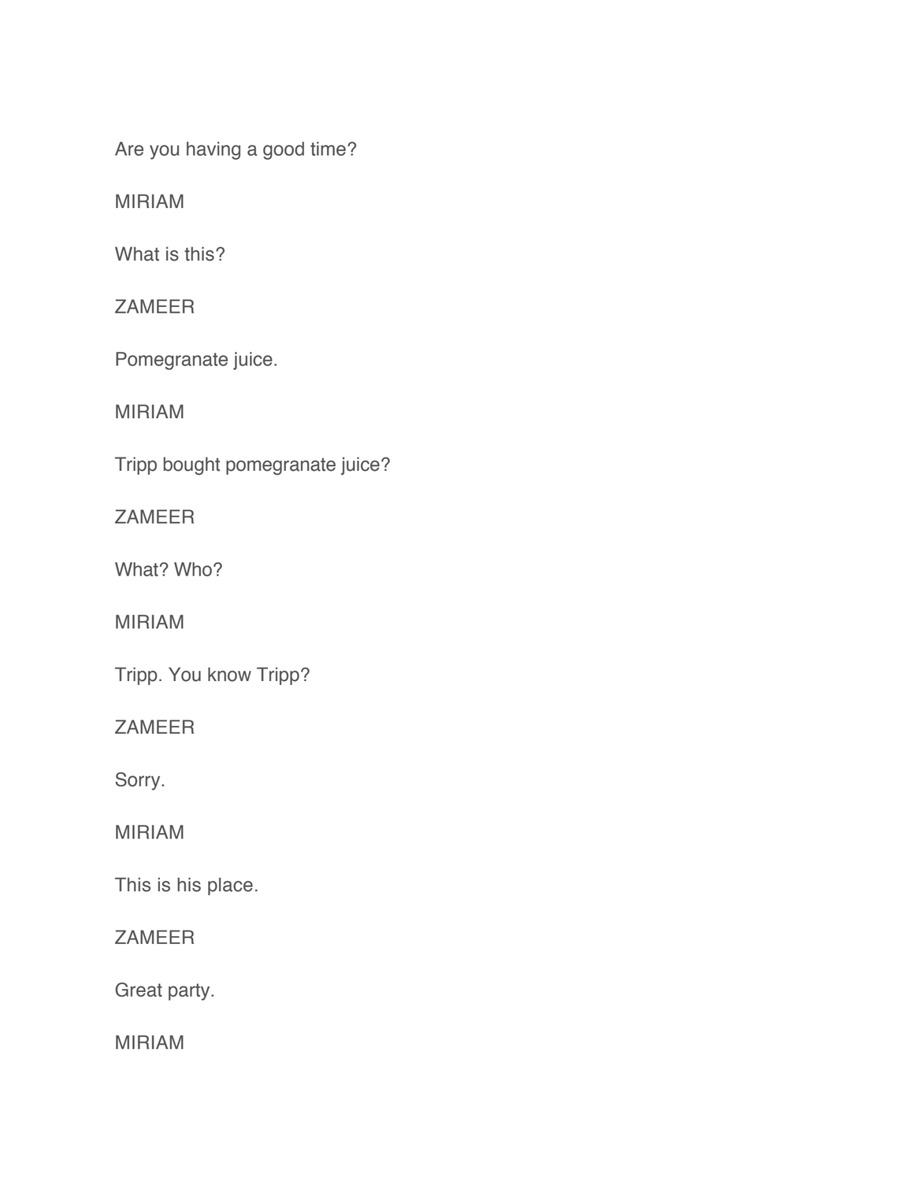Are you having a good time?

MIRIAM

What is this?

ZAMEER

Pomegranate juice.

MIRIAM

Tripp bought pomegranate juice?

ZAMEER

What? Who?

MIRIAM

Tripp. You know Tripp?

ZAMEER

Sorry.

MIRIAM

This is his place.

ZAMEER

Great party.

MIRIAM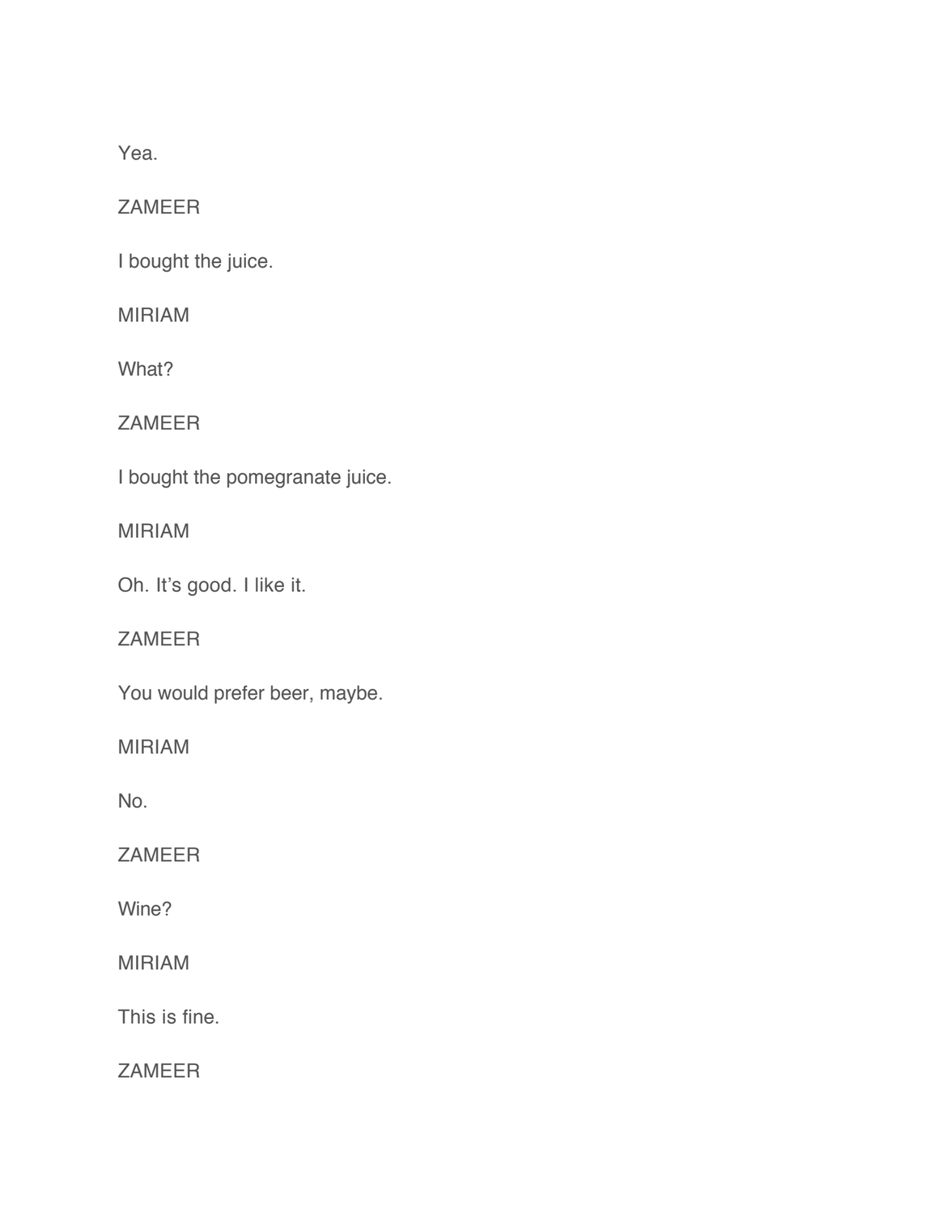Yea.

ZAMEER

I bought the juice.

MIRIAM

What?

ZAMEER

I bought the pomegranate juice.

MIRIAM

Oh. It's good. I like it.

ZAMEER

You would prefer beer, maybe.

MIRIAM

No.

ZAMEER

Wine?

MIRIAM

This is fine.

ZAMEER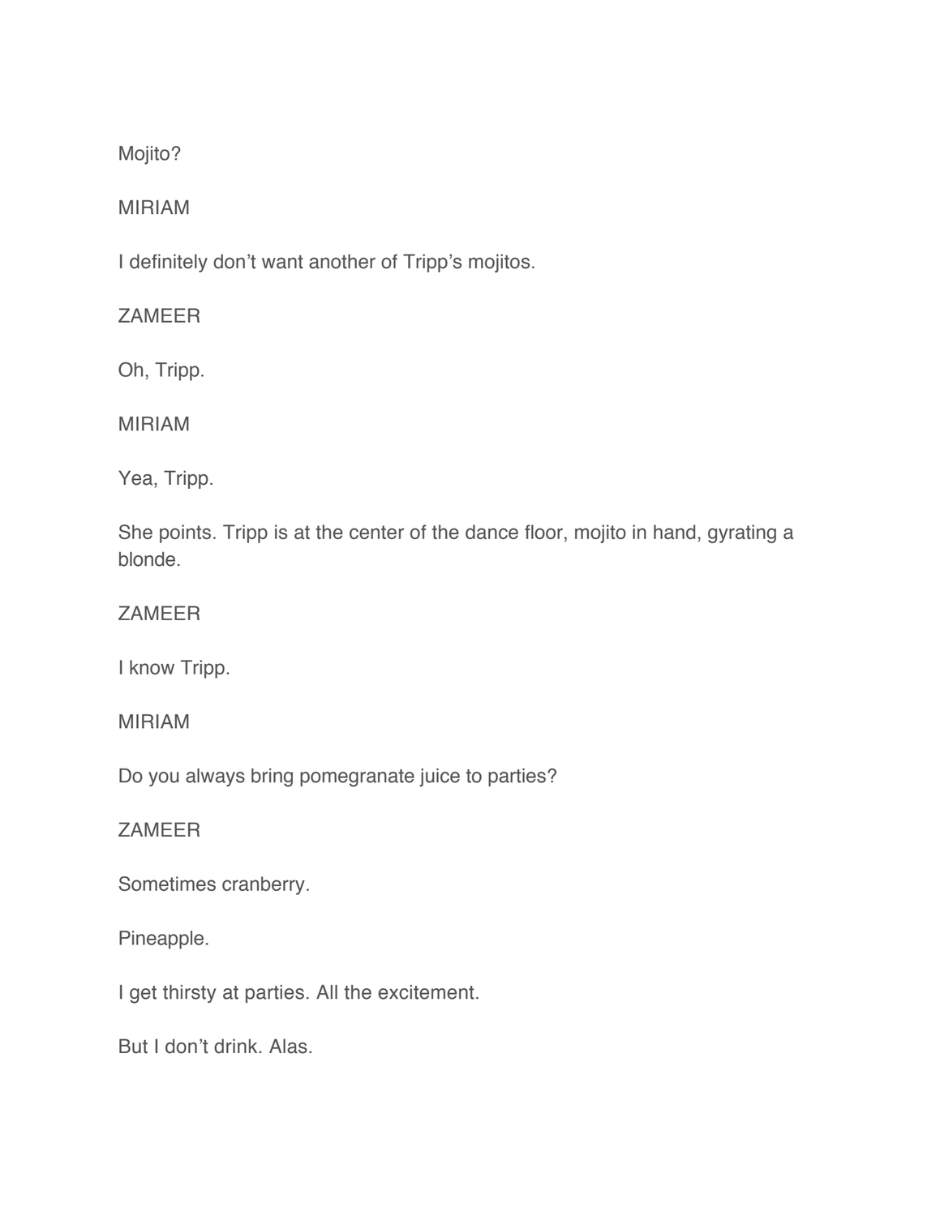Mojito?

MIRIAM

I definitely don't want another of Tripp's mojitos.

ZAMEER

Oh, Tripp.

MIRIAM

Yea, Tripp.

She points. Tripp is at the center of the dance floor, mojito in hand, gyrating a blonde.

ZAMEER

I know Tripp.

MIRIAM

Do you always bring pomegranate juice to parties?

ZAMEER

Sometimes cranberry.

Pineapple.

I get thirsty at parties. All the excitement.

But I don't drink. Alas.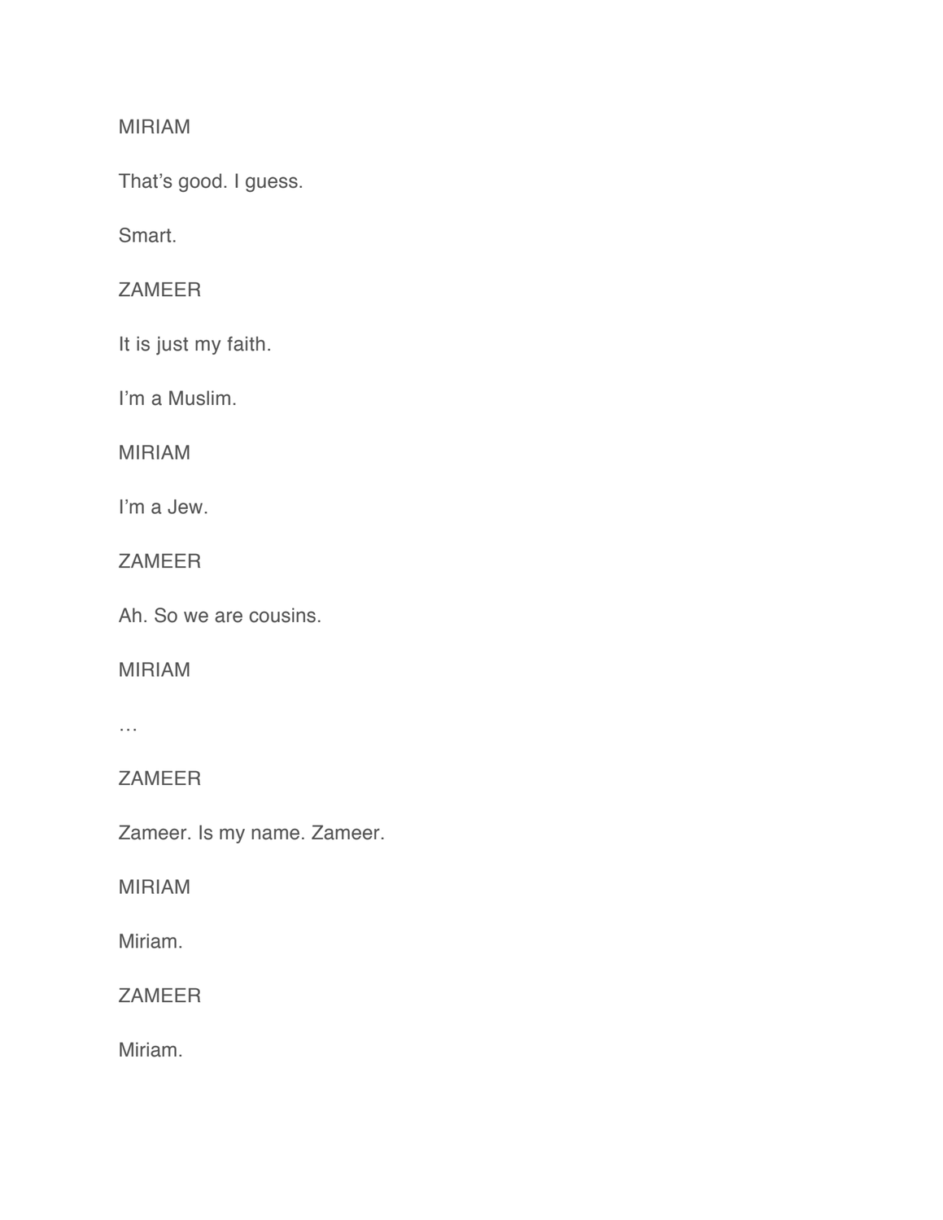MIRIAM

That's good. I guess.

Smart.

ZAMEER

It is just my faith.

I'm a Muslim.

MIRIAM

I'm a Jew.

ZAMEER

Ah. So we are cousins.

MIRIAM

…

ZAMEER

Zameer. Is my name. Zameer.

MIRIAM

Miriam.

ZAMEER

Miriam.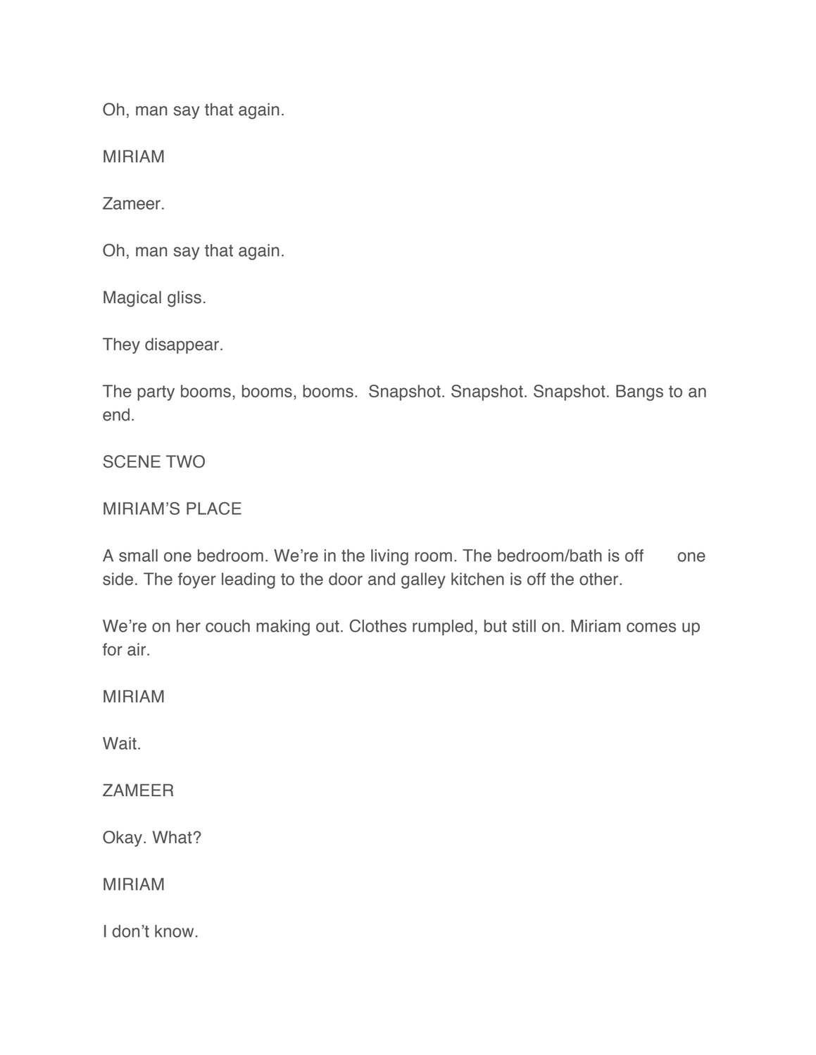Oh, man say that again.

MIRIAM

Zameer.

Oh, man say that again.

Magical gliss.

They disappear.

The party booms, booms, booms. Snapshot. Snapshot. Snapshot. Bangs to an end.

SCENE TWO

MIRIAM'S PLACE

A small one bedroom. We're in the living room. The bedroom/bath is off one side. The foyer leading to the door and galley kitchen is off the other.

We're on her couch making out. Clothes rumpled, but still on. Miriam comes up for air.

MIRIAM

Wait.

ZAMEER

Okay. What?

MIRIAM

I don't know.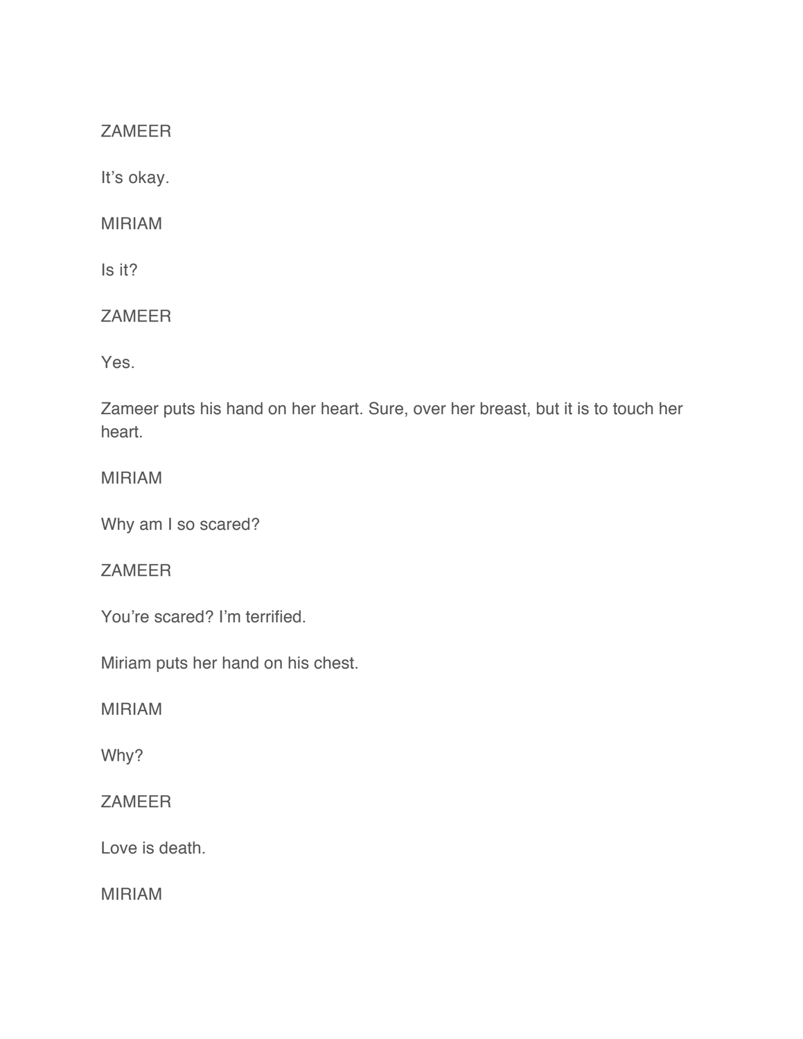ZAMEER

It's okay.

MIRIAM

Is it?

ZAMEER

Yes.

Zameer puts his hand on her heart. Sure, over her breast, but it is to touch her heart.

MIRIAM

Why am I so scared?

ZAMEER

You're scared? I'm terrified.

Miriam puts her hand on his chest.

MIRIAM

Why?

ZAMEER

Love is death.

MIRIAM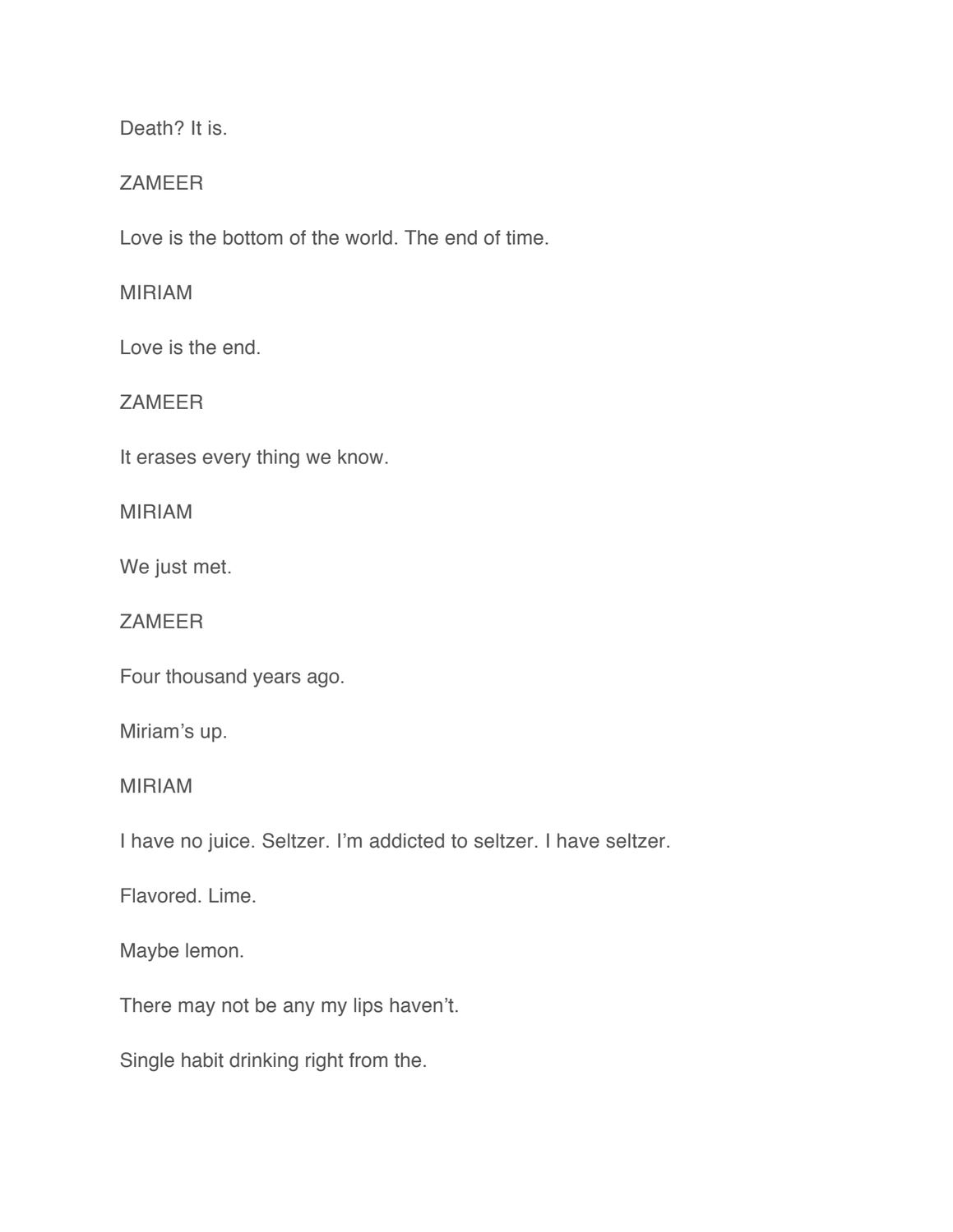Death? It is.

ZAMEER

Love is the bottom of the world. The end of time.

MIRIAM

Love is the end.

ZAMEER

It erases every thing we know.

MIRIAM

We just met.

ZAMEER

Four thousand years ago.

Miriam's up.

MIRIAM

I have no juice. Seltzer. I'm addicted to seltzer. I have seltzer.

Flavored. Lime.

Maybe lemon.

There may not be any my lips haven't.

Single habit drinking right from the.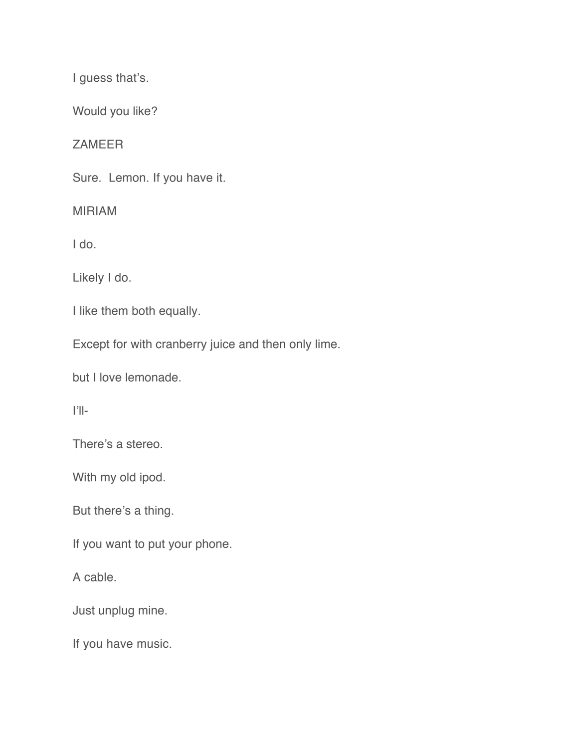I guess that's.

Would you like?

ZAMEER

Sure.  Lemon. If you have it.

MIRIAM

I do.

Likely I do.

I like them both equally.

Except for with cranberry juice and then only lime.

but I love lemonade.

I'll-

There's a stereo.

With my old ipod.

But there's a thing.

If you want to put your phone.

A cable.

Just unplug mine.

If you have music.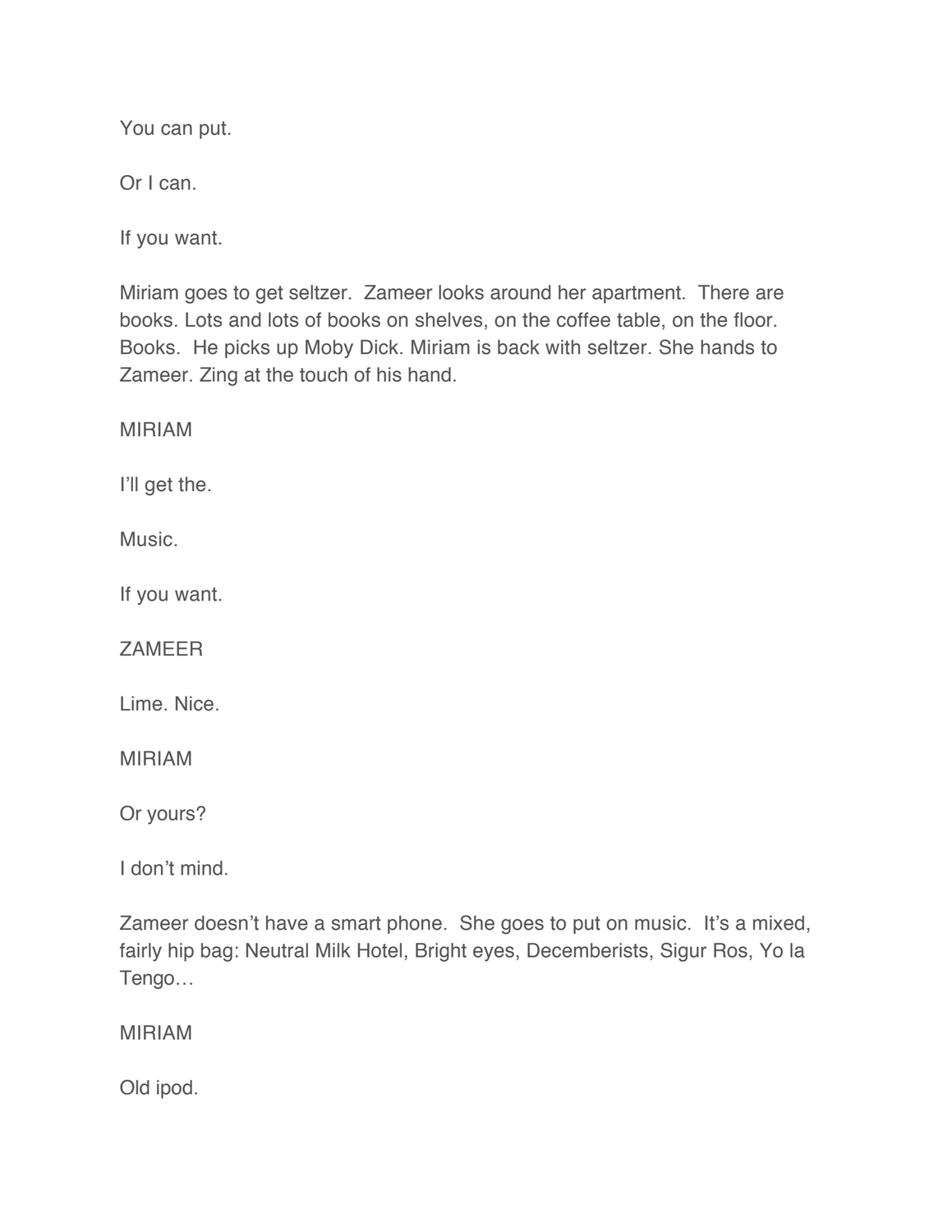You can put.

Or I can.

If you want.

Miriam goes to get seltzer.  Zameer looks around her apartment.  There are books. Lots and lots of books on shelves, on the coffee table, on the floor. Books.  He picks up Moby Dick. Miriam is back with seltzer. She hands to Zameer. Zing at the touch of his hand.

MIRIAM

I'll get the.

Music.

If you want.

ZAMEER

Lime. Nice.

MIRIAM

Or yours?

I don't mind.

Zameer doesn't have a smart phone.  She goes to put on music.  It's a mixed, fairly hip bag: Neutral Milk Hotel, Bright eyes, Decemberists, Sigur Ros, Yo la Tengo…

MIRIAM

Old ipod.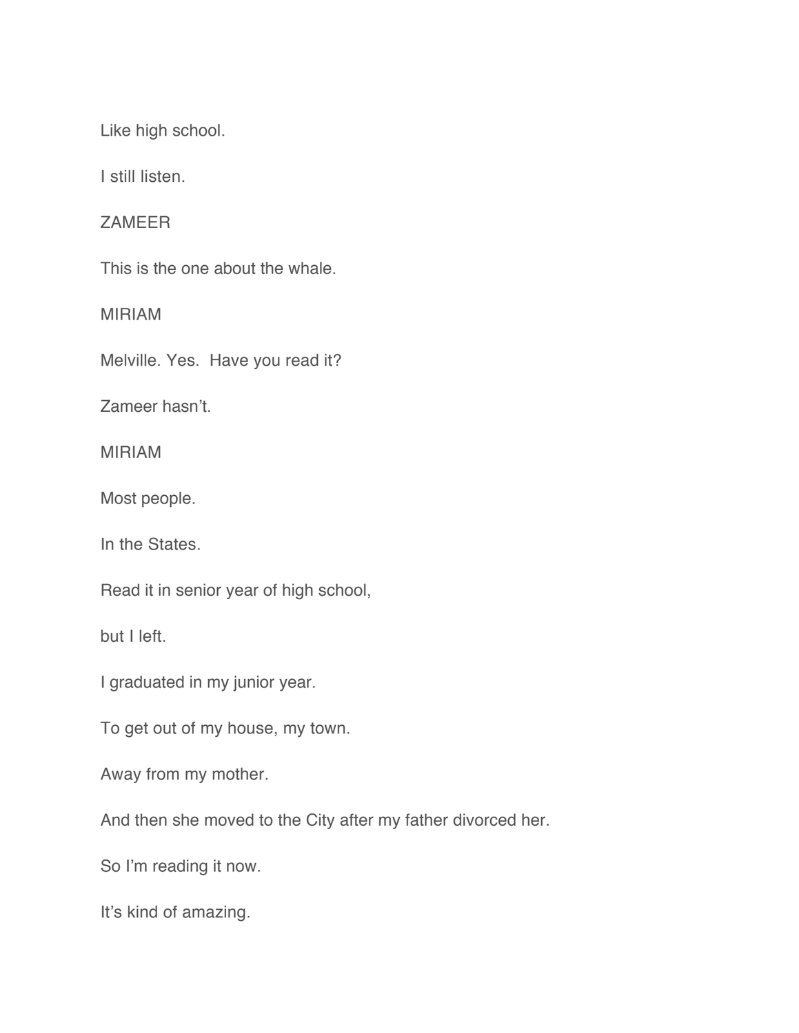Like high school.

I still listen.

ZAMEER

This is the one about the whale.

MIRIAM

Melville. Yes.  Have you read it?

Zameer hasn't.

MIRIAM

Most people.

In the States.

Read it in senior year of high school,

but I left.

I graduated in my junior year.

To get out of my house, my town.

Away from my mother.

And then she moved to the City after my father divorced her.

So I'm reading it now.

It's kind of amazing.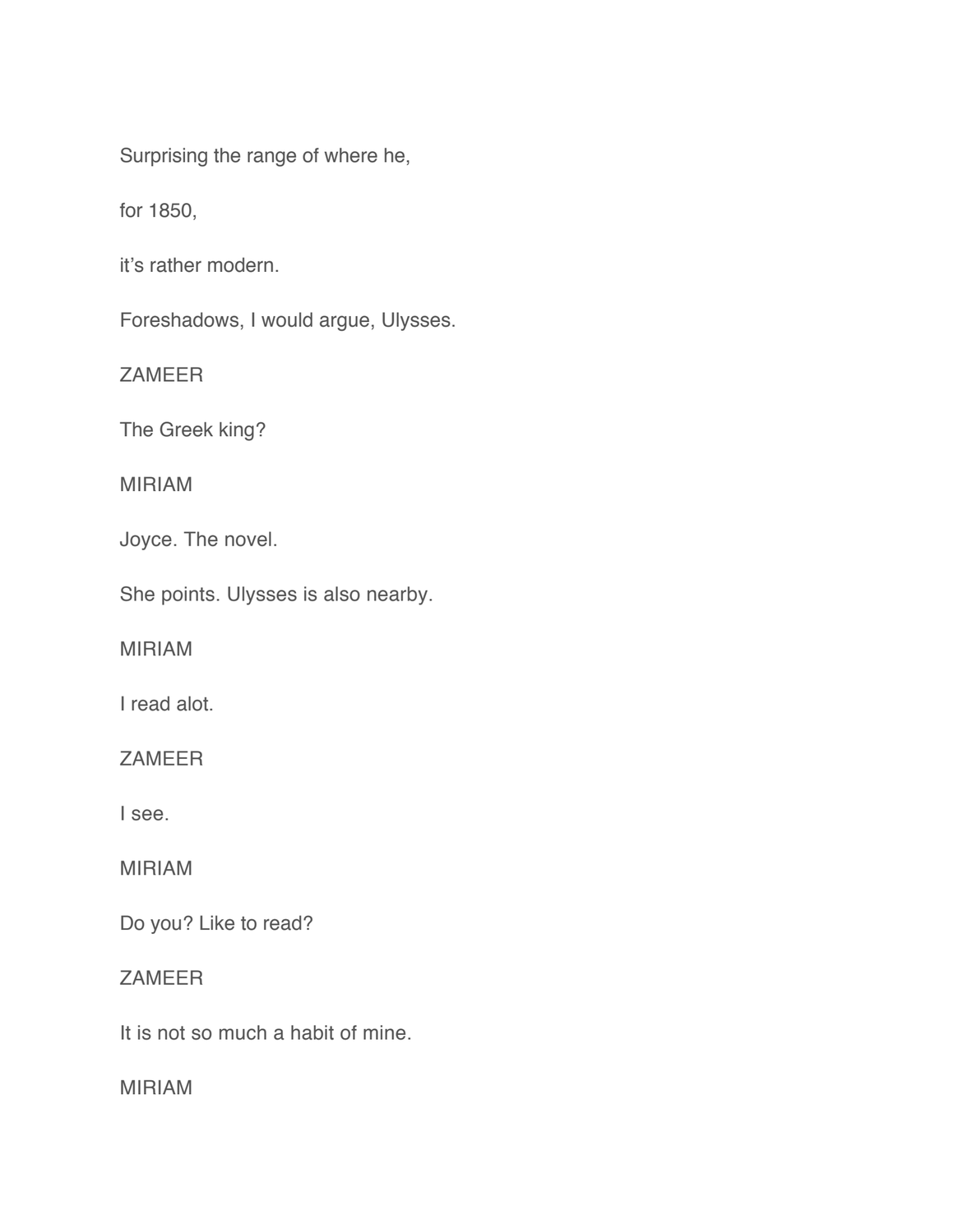Surprising the range of where he,

for 1850,

it's rather modern.

Foreshadows, I would argue, Ulysses.

ZAMEER

The Greek king?

MIRIAM

Joyce. The novel.

She points. Ulysses is also nearby.

MIRIAM

I read alot.

ZAMEER

I see.

MIRIAM

Do you? Like to read?

ZAMEER

It is not so much a habit of mine.

MIRIAM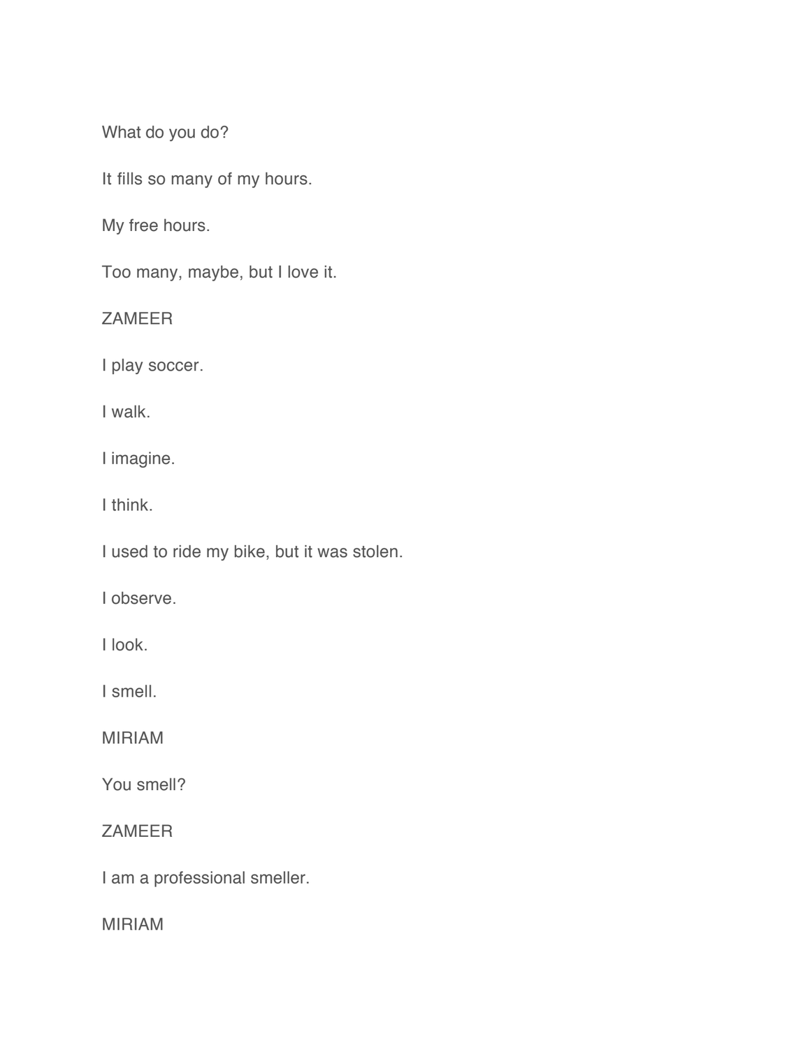What do you do?

It fills so many of my hours.

My free hours.

Too many, maybe, but I love it.

ZAMEER

I play soccer.

I walk.

I imagine.

I think.

I used to ride my bike, but it was stolen.

I observe.

I look.

I smell.

MIRIAM

You smell?

ZAMEER

I am a professional smeller.

MIRIAM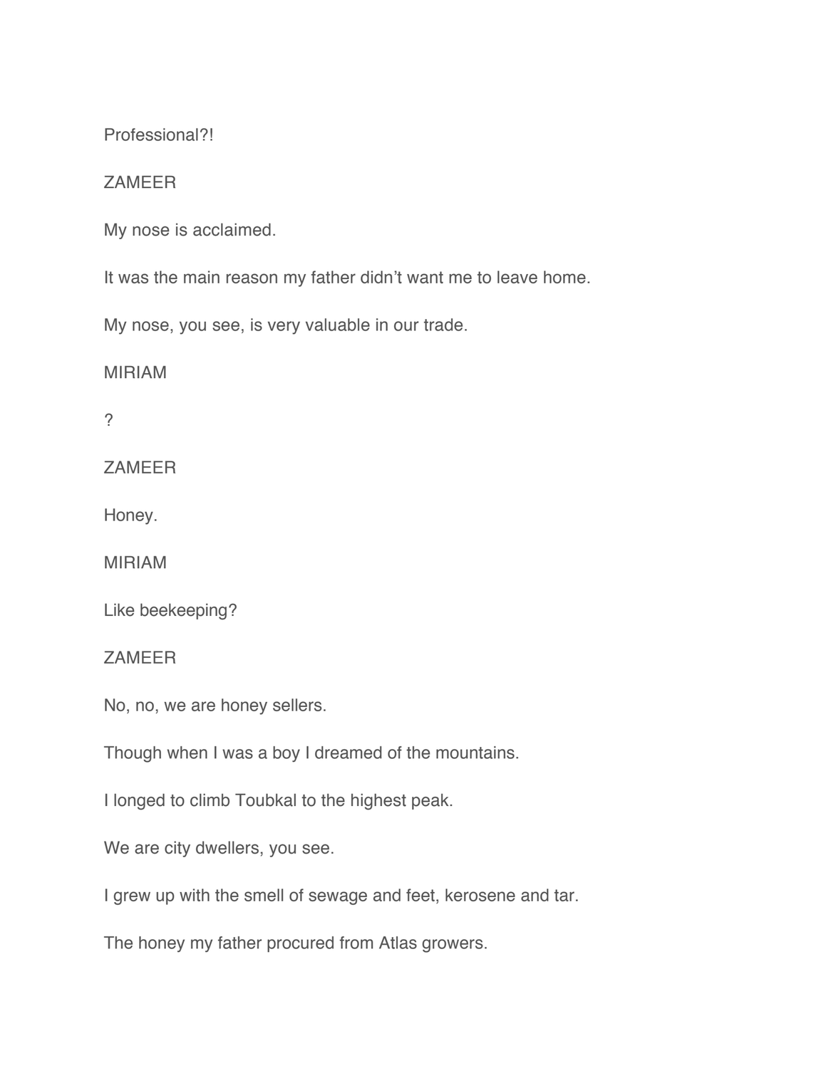Professional?!

ZAMEER

My nose is acclaimed.

It was the main reason my father didn't want me to leave home.

My nose, you see, is very valuable in our trade.

MIRIAM

?

ZAMEER

Honey.

MIRIAM

Like beekeeping?

ZAMEER

No, no, we are honey sellers.

Though when I was a boy I dreamed of the mountains.

I longed to climb Toubkal to the highest peak.

We are city dwellers, you see.

I grew up with the smell of sewage and feet, kerosene and tar.

The honey my father procured from Atlas growers.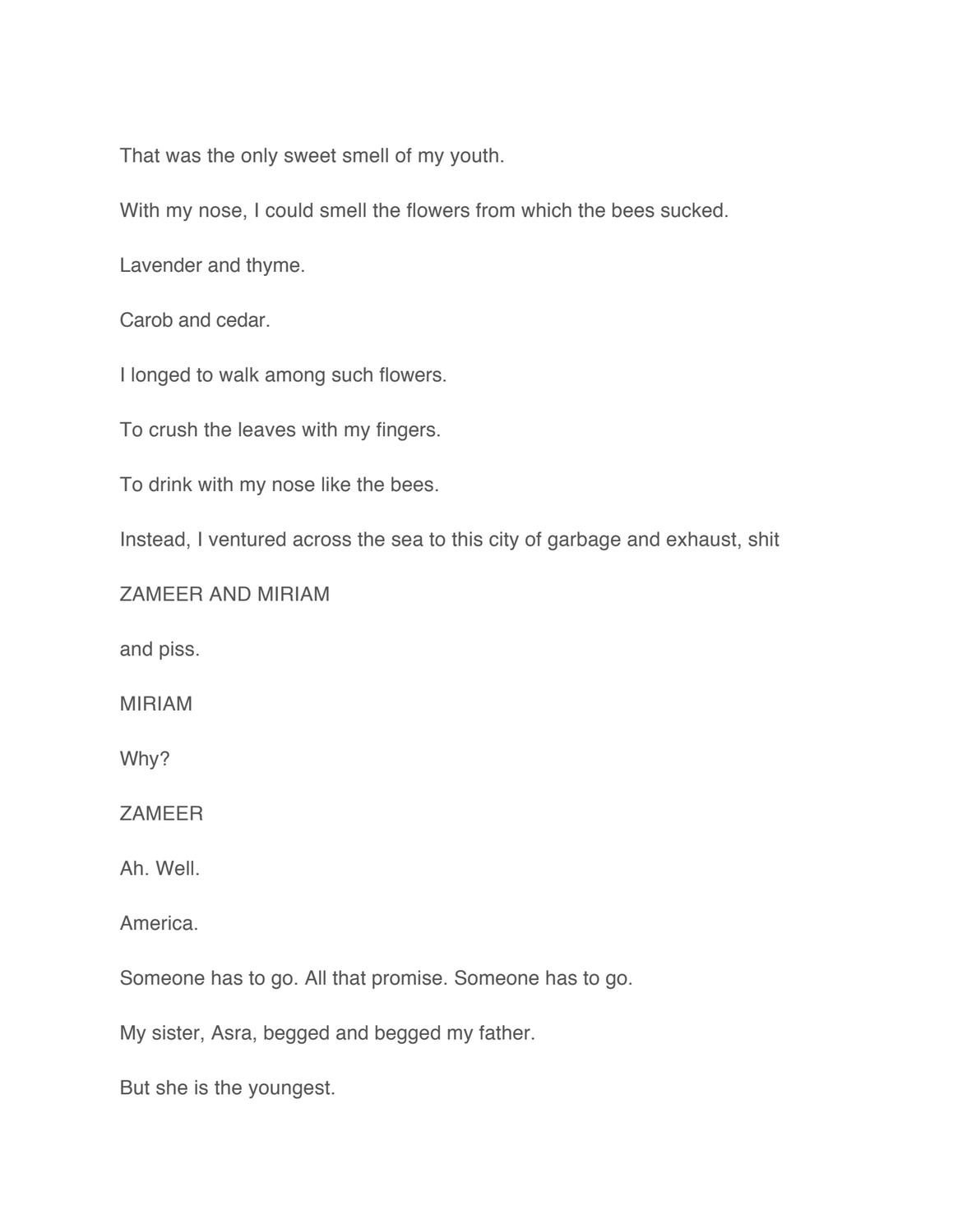That was the only sweet smell of my youth.

With my nose, I could smell the flowers from which the bees sucked.

Lavender and thyme.

Carob and cedar.

I longed to walk among such flowers.

To crush the leaves with my fingers.

To drink with my nose like the bees.

Instead, I ventured across the sea to this city of garbage and exhaust, shit

ZAMEER AND MIRIAM

and piss.

MIRIAM

Why?

ZAMEER

Ah. Well.

America.

Someone has to go. All that promise. Someone has to go.

My sister, Asra, begged and begged my father.

But she is the youngest.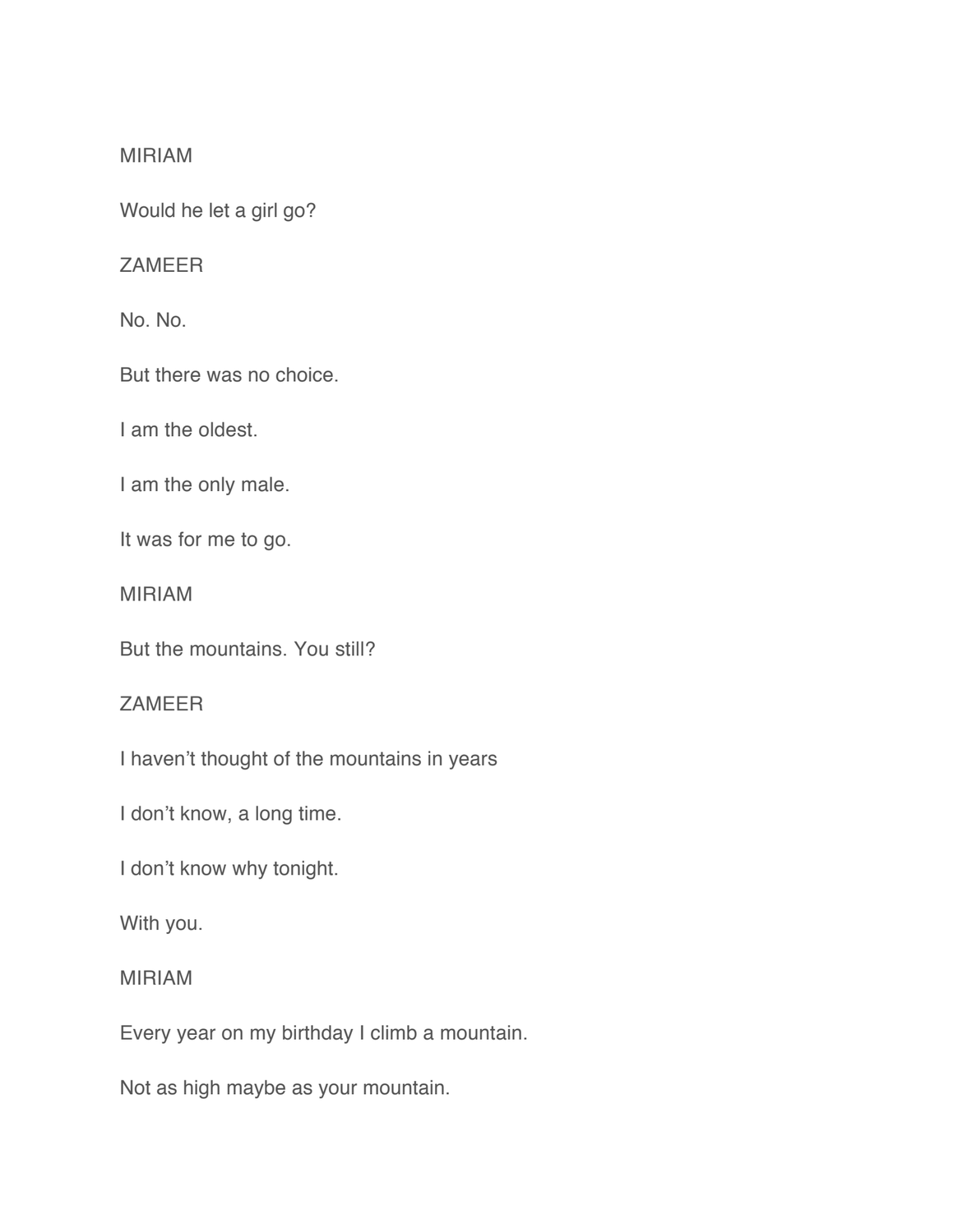MIRIAM

Would he let a girl go?

ZAMEER

No. No.

But there was no choice.

I am the oldest.

I am the only male.

It was for me to go.

MIRIAM

But the mountains. You still?

ZAMEER

I haven't thought of the mountains in years

I don't know, a long time.

I don't know why tonight.

With you.

MIRIAM

Every year on my birthday I climb a mountain.

Not as high maybe as your mountain.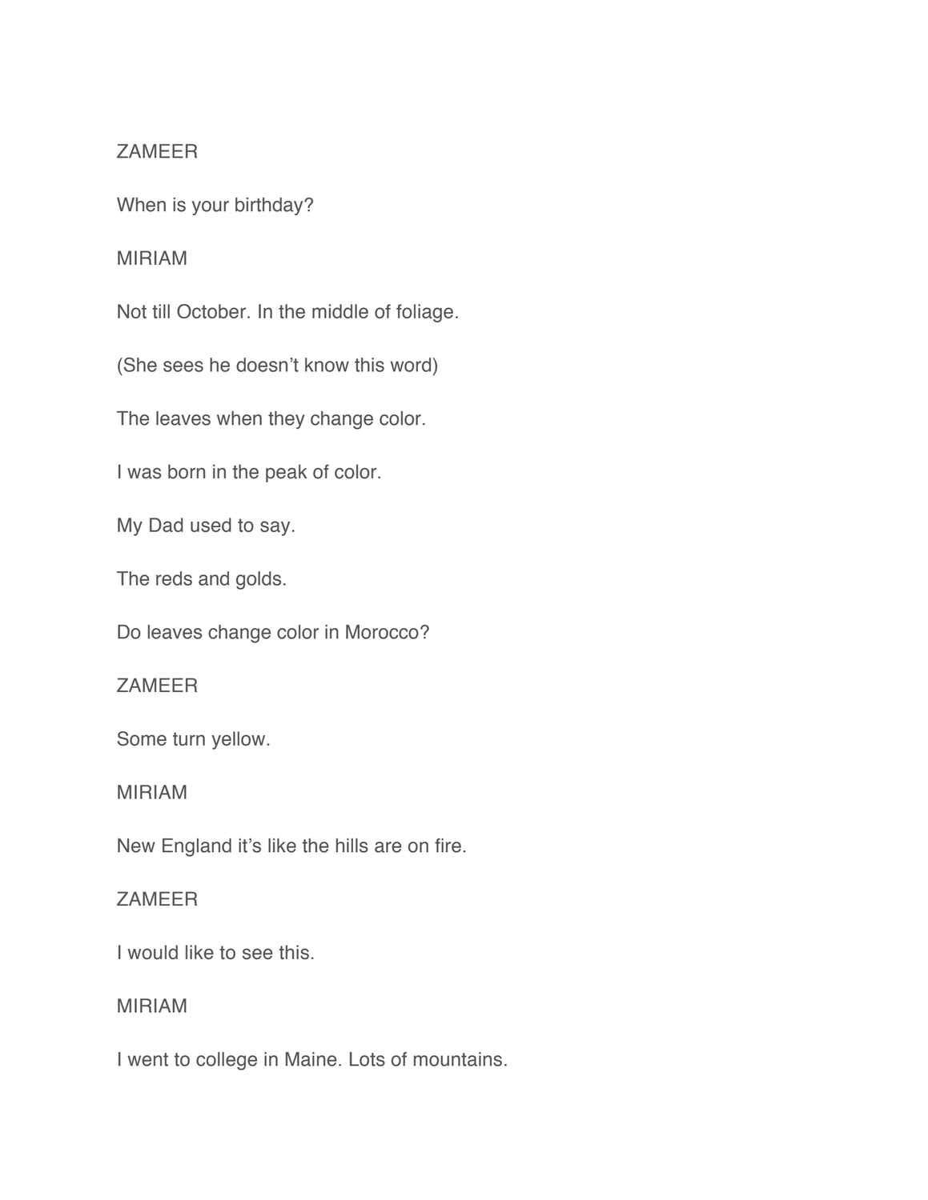ZAMEER

When is your birthday?

MIRIAM

Not till October. In the middle of foliage.

(She sees he doesn't know this word)

The leaves when they change color.

I was born in the peak of color.

My Dad used to say.

The reds and golds.

Do leaves change color in Morocco?

ZAMEER

Some turn yellow.

MIRIAM

New England it's like the hills are on fire.

ZAMEER

I would like to see this.

MIRIAM

I went to college in Maine. Lots of mountains.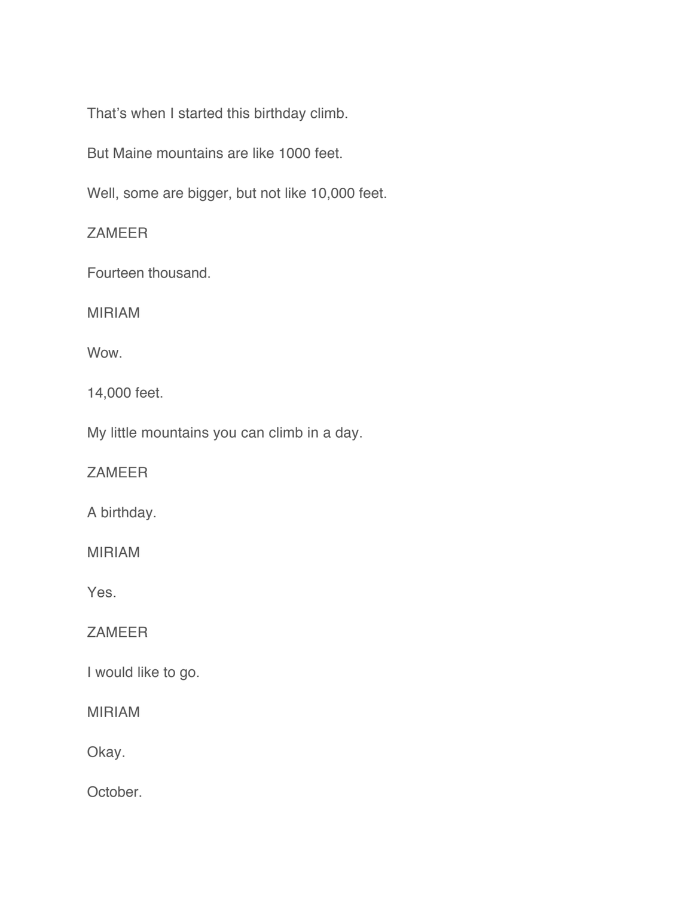That's when I started this birthday climb.

But Maine mountains are like 1000 feet.

Well, some are bigger, but not like 10,000 feet.

ZAMEER

Fourteen thousand.

MIRIAM

Wow.

14,000 feet.

My little mountains you can climb in a day.

ZAMEER

A birthday.

MIRIAM

Yes.

ZAMEER

I would like to go.

MIRIAM

Okay.

October.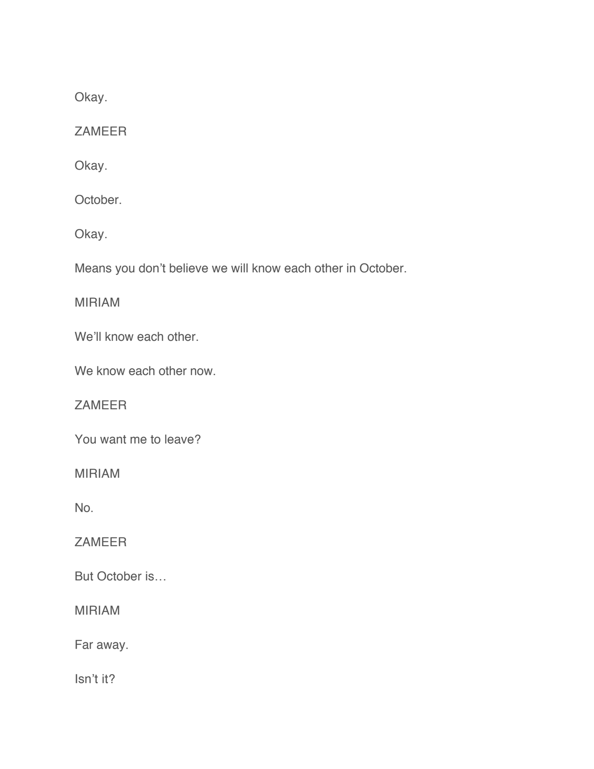Okay.

ZAMEER

Okay.

October.

Okay.

Means you don't believe we will know each other in October.

MIRIAM

We'll know each other.

We know each other now.

ZAMEER

You want me to leave?

MIRIAM

No.

ZAMEER

But October is…

MIRIAM

Far away.

Isn't it?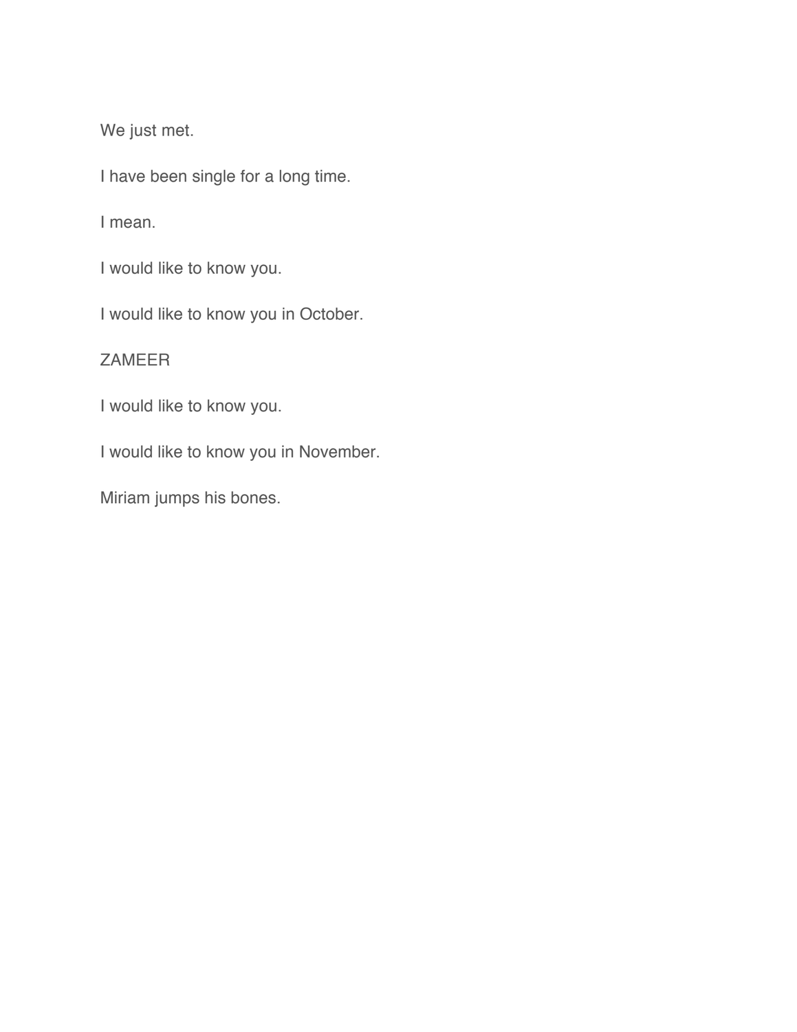We just met.

I have been single for a long time.

I mean.

I would like to know you.

I would like to know you in October.

ZAMEER

I would like to know you.

I would like to know you in November.

Miriam jumps his bones.